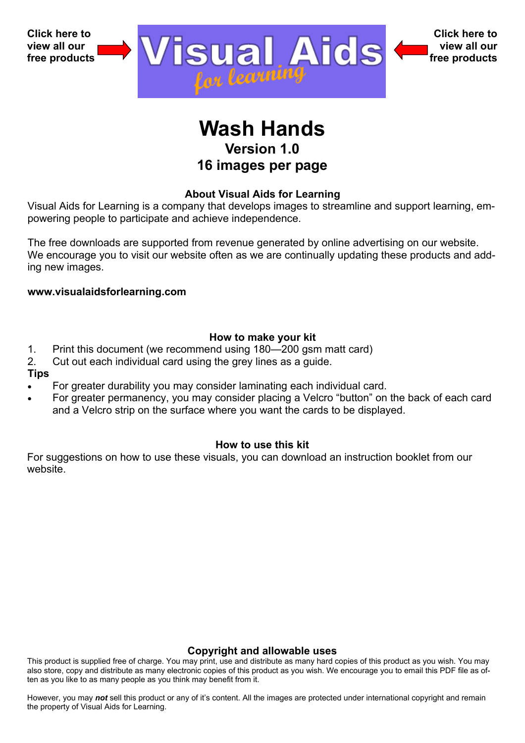Click here to view all our free products

Click here to view all our free products

# Wash Hands

## Version 1.0
## 16 images per page

### About Visual Aids for Learning

Visual Aids for Learning is a company that develops images to streamline and support learning, empowering people to participate and achieve independence.

The free downloads are supported from revenue generated by online advertising on our website. We encourage you to visit our website often as we are continually updating these products and adding new images.

**www.visualaidsforlearning.com**

### How to make your kit

1. Print this document (we recommend using 180—200 gsm matt card)
2. Cut out each individual card using the grey lines as a guide.

**Tips**

- For greater durability you may consider laminating each individual card.
- For greater permanency, you may consider placing a Velcro “button” on the back of each card and a Velcro strip on the surface where you want the cards to be displayed.

### How to use this kit

For suggestions on how to use these visuals, you can download an instruction booklet from our website.

### Copyright and allowable uses

This product is supplied free of charge. You may print, use and distribute as many hard copies of this product as you wish. You may also store, copy and distribute as many electronic copies of this product as you wish. We encourage you to email this PDF file as often as you like to as many people as you think may benefit from it.

However, you may ***not*** sell this product or any of it’s content. All the images are protected under international copyright and remain the property of Visual Aids for Learning.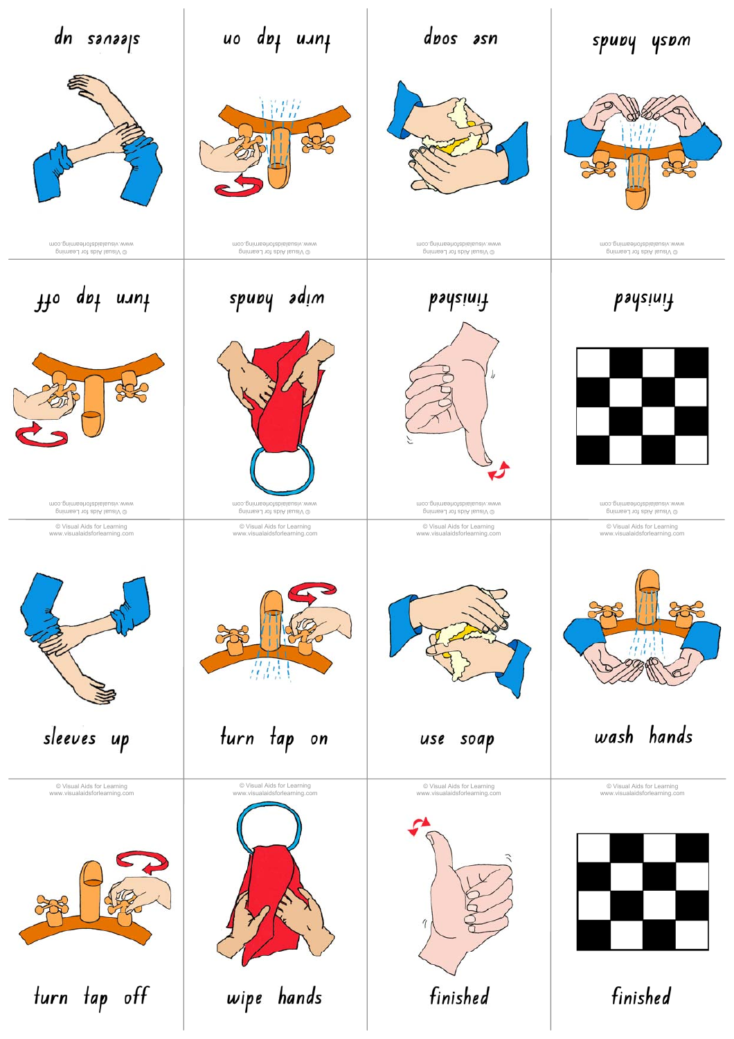up sleeves | on tap turn | soap use | hands wash
--- | --- | --- | ---

off tap turn | hands wipe | finished | finished

© Visual Aids for Learning
www.visualaidsforlearning.com

sleeves up

turn tap on

use soap

wash hands

turn tap off

wipe hands

finished

finished